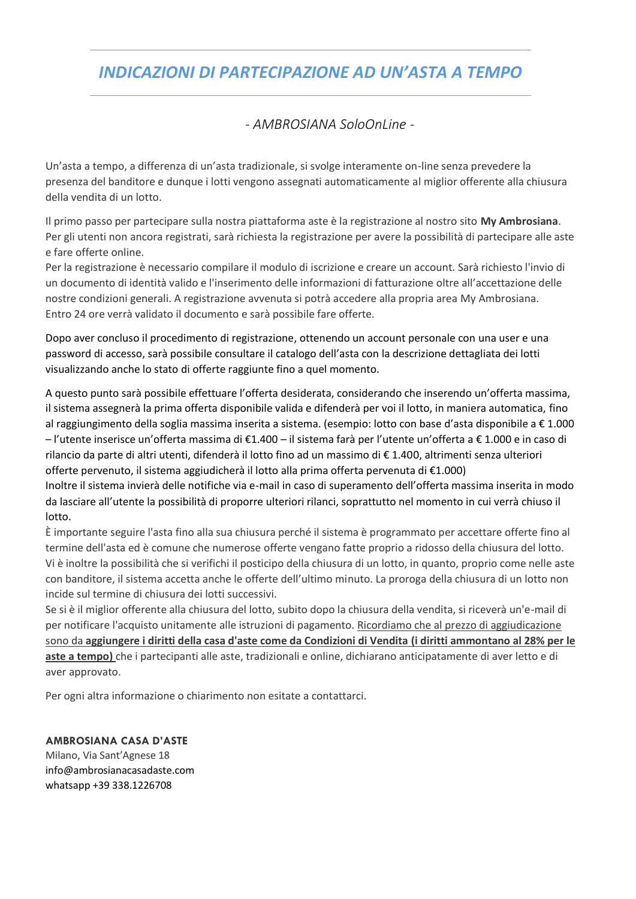# *INDICAZIONI DI PARTECIPAZIONE AD UN'ASTA A TEMPO*

*- AMBROSIANA SoloOnLine -*

Un'asta a tempo, a differenza di un'asta tradizionale, si svolge interamente on-line senza prevedere la presenza del banditore e dunque i lotti vengono assegnati automaticamente al miglior offerente alla chiusura della vendita di un lotto.

Il primo passo per partecipare sulla nostra piattaforma aste è la registrazione al nostro sito **My Ambrosiana**. Per gli utenti non ancora registrati, sarà richiesta la registrazione per avere la possibilità di partecipare alle aste e fare offerte online.
Per la registrazione è necessario compilare il modulo di iscrizione e creare un account. Sarà richiesto l'invio di un documento di identità valido e l'inserimento delle informazioni di fatturazione oltre all'accettazione delle nostre condizioni generali. A registrazione avvenuta si potrà accedere alla propria area My Ambrosiana. Entro 24 ore verrà validato il documento e sarà possibile fare offerte.

Dopo aver concluso il procedimento di registrazione, ottenendo un account personale con una user e una password di accesso, sarà possibile consultare il catalogo dell'asta con la descrizione dettagliata dei lotti visualizzando anche lo stato di offerte raggiunte fino a quel momento.

A questo punto sarà possibile effettuare l'offerta desiderata, considerando che inserendo un'offerta massima, il sistema assegnerà la prima offerta disponibile valida e difenderà per voi il lotto, in maniera automatica, fino al raggiungimento della soglia massima inserita a sistema. (esempio: lotto con base d'asta disponibile a € 1.000 – l'utente inserisce un'offerta massima di €1.400 – il sistema farà per l'utente un'offerta a € 1.000 e in caso di rilancio da parte di altri utenti, difenderà il lotto fino ad un massimo di € 1.400, altrimenti senza ulteriori offerte pervenuto, il sistema aggiudicherà il lotto alla prima offerta pervenuta di €1.000)
Inoltre il sistema invierà delle notifiche via e-mail in caso di superamento dell'offerta massima inserita in modo da lasciare all'utente la possibilità di proporre ulteriori rilanci, soprattutto nel momento in cui verrà chiuso il lotto.
È importante seguire l'asta fino alla sua chiusura perché il sistema è programmato per accettare offerte fino al termine dell'asta ed è comune che numerose offerte vengano fatte proprio a ridosso della chiusura del lotto. Vi è inoltre la possibilità che si verifichi il posticipo della chiusura di un lotto, in quanto, proprio come nelle aste con banditore, il sistema accetta anche le offerte dell'ultimo minuto. La proroga della chiusura di un lotto non incide sul termine di chiusura dei lotti successivi.
Se si è il miglior offerente alla chiusura del lotto, subito dopo la chiusura della vendita, si riceverà un'e-mail di per notificare l'acquisto unitamente alle istruzioni di pagamento. Ricordiamo che al prezzo di aggiudicazione sono da **aggiungere i diritti della casa d'aste come da Condizioni di Vendita (i diritti ammontano al 28% per le aste a tempo)** che i partecipanti alle aste, tradizionali e online, dichiarano anticipatamente di aver letto e di aver approvato.

Per ogni altra informazione o chiarimento non esitate a contattarci.

**AMBROSIANA CASA D'ASTE**
Milano, Via Sant'Agnese 18
info@ambrosianacasadaste.com
whatsapp +39 338.1226708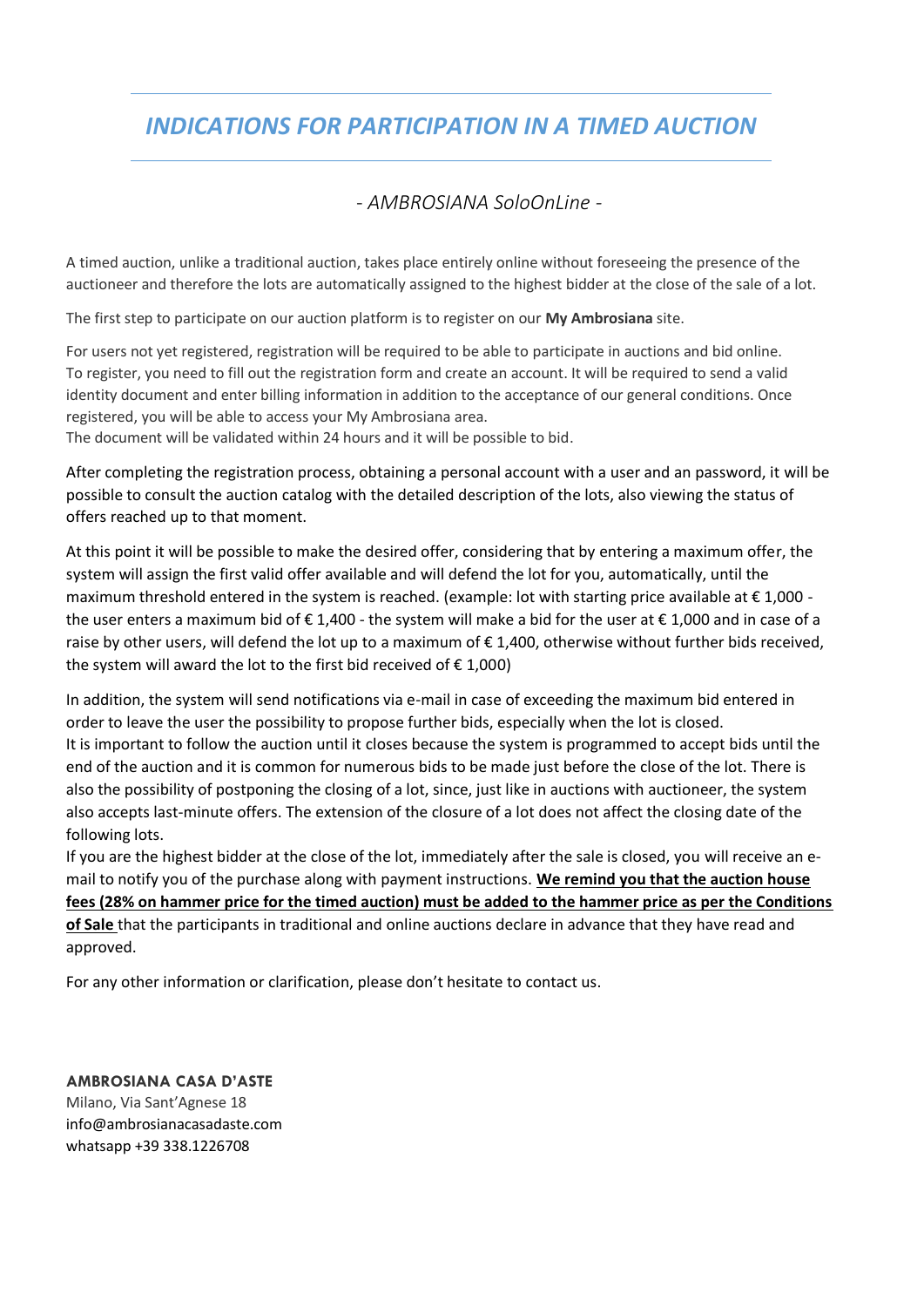# *INDICATIONS FOR PARTICIPATION IN A TIMED AUCTION*

*- AMBROSIANA SoloOnLine -*

A timed auction, unlike a traditional auction, takes place entirely online without foreseeing the presence of the auctioneer and therefore the lots are automatically assigned to the highest bidder at the close of the sale of a lot.

The first step to participate on our auction platform is to register on our **My Ambrosiana** site.

For users not yet registered, registration will be required to be able to participate in auctions and bid online. To register, you need to fill out the registration form and create an account. It will be required to send a valid identity document and enter billing information in addition to the acceptance of our general conditions. Once registered, you will be able to access your My Ambrosiana area.
The document will be validated within 24 hours and it will be possible to bid.

After completing the registration process, obtaining a personal account with a user and an password, it will be possible to consult the auction catalog with the detailed description of the lots, also viewing the status of offers reached up to that moment.

At this point it will be possible to make the desired offer, considering that by entering a maximum offer, the system will assign the first valid offer available and will defend the lot for you, automatically, until the maximum threshold entered in the system is reached. (example: lot with starting price available at € 1,000 - the user enters a maximum bid of € 1,400 - the system will make a bid for the user at € 1,000 and in case of a raise by other users, will defend the lot up to a maximum of € 1,400, otherwise without further bids received, the system will award the lot to the first bid received of € 1,000)

In addition, the system will send notifications via e-mail in case of exceeding the maximum bid entered in order to leave the user the possibility to propose further bids, especially when the lot is closed.
It is important to follow the auction until it closes because the system is programmed to accept bids until the end of the auction and it is common for numerous bids to be made just before the close of the lot. There is also the possibility of postponing the closing of a lot, since, just like in auctions with auctioneer, the system also accepts last-minute offers. The extension of the closure of a lot does not affect the closing date of the following lots.
If you are the highest bidder at the close of the lot, immediately after the sale is closed, you will receive an e-mail to notify you of the purchase along with payment instructions. **We remind you that the auction house fees (28% on hammer price for the timed auction) must be added to the hammer price as per the Conditions of Sale** that the participants in traditional and online auctions declare in advance that they have read and approved.

For any other information or clarification, please don't hesitate to contact us.

**AMBROSIANA CASA D'ASTE**
Milano, Via Sant'Agnese 18
info@ambrosianacasadaste.com
whatsapp +39 338.1226708